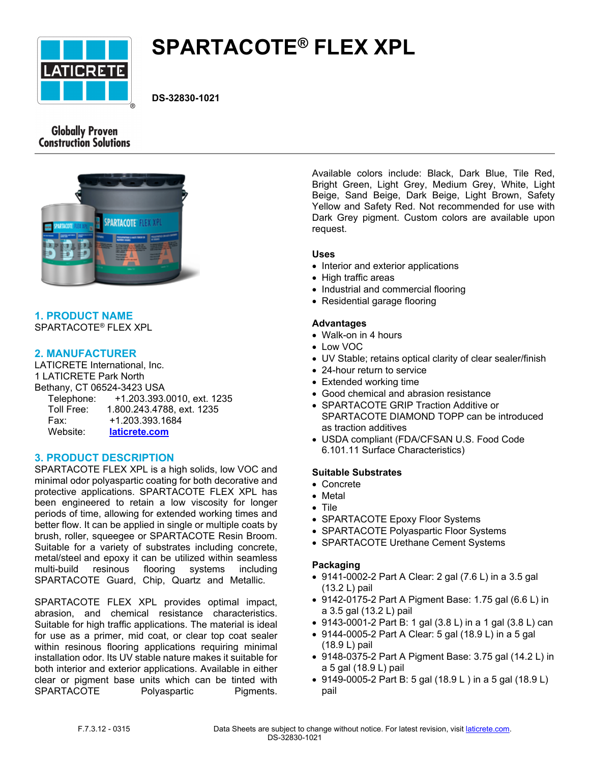# SPARTACOTE® FLEX XPL

DS-32830-1021

Globally Proven Construction Solutions

## 1. PRODUCT NAME

SPARTACOTE® FLEX XPL

## 2. MANUFACTURER

LATICRETE International, Inc.
1 LATICRETE Park North
Bethany, CT 06524-3423 USA

Telephone: +1.203.393.0010, ext. 1235
Toll Free: 1.800.243.4788, ext. 1235
Fax: +1.203.393.1684
Website: laticrete.com

## 3. PRODUCT DESCRIPTION

SPARTACOTE FLEX XPL is a high solids, low VOC and minimal odor polyaspartic coating for both decorative and protective applications. SPARTACOTE FLEX XPL has been engineered to retain a low viscosity for longer periods of time, allowing for extended working times and better flow. It can be applied in single or multiple coats by brush, roller, squeegee or SPARTACOTE Resin Broom. Suitable for a variety of substrates including concrete, metal/steel and epoxy it can be utilized within seamless multi-build resinous flooring systems including SPARTACOTE Guard, Chip, Quartz and Metallic.

SPARTACOTE FLEX XPL provides optimal impact, abrasion, and chemical resistance characteristics. Suitable for high traffic applications. The material is ideal for use as a primer, mid coat, or clear top coat sealer within resinous flooring applications requiring minimal installation odor. Its UV stable nature makes it suitable for both interior and exterior applications. Available in either clear or pigment base units which can be tinted with SPARTACOTE Polyaspartic Pigments.

Available colors include: Black, Dark Blue, Tile Red, Bright Green, Light Grey, Medium Grey, White, Light Beige, Sand Beige, Dark Beige, Light Brown, Safety Yellow and Safety Red. Not recommended for use with Dark Grey pigment. Custom colors are available upon request.

### Uses

- Interior and exterior applications
- High traffic areas
- Industrial and commercial flooring
- Residential garage flooring

### Advantages

- Walk-on in 4 hours
- Low VOC
- UV Stable; retains optical clarity of clear sealer/finish
- 24-hour return to service
- Extended working time
- Good chemical and abrasion resistance
- SPARTACOTE GRIP Traction Additive or SPARTACOTE DIAMOND TOPP can be introduced as traction additives
- USDA compliant (FDA/CFSAN U.S. Food Code 6.101.11 Surface Characteristics)

### Suitable Substrates

- Concrete
- Metal
- Tile
- SPARTACOTE Epoxy Floor Systems
- SPARTACOTE Polyaspartic Floor Systems
- SPARTACOTE Urethane Cement Systems

### Packaging

- 9141-0002-2 Part A Clear: 2 gal (7.6 L) in a 3.5 gal (13.2 L) pail
- 9142-0175-2 Part A Pigment Base: 1.75 gal (6.6 L) in a 3.5 gal (13.2 L) pail
- 9143-0001-2 Part B: 1 gal (3.8 L) in a 1 gal (3.8 L) can
- 9144-0005-2 Part A Clear: 5 gal (18.9 L) in a 5 gal (18.9 L) pail
- 9148-0375-2 Part A Pigment Base: 3.75 gal (14.2 L) in a 5 gal (18.9 L) pail
- 9149-0005-2 Part B: 5 gal (18.9 L ) in a 5 gal (18.9 L) pail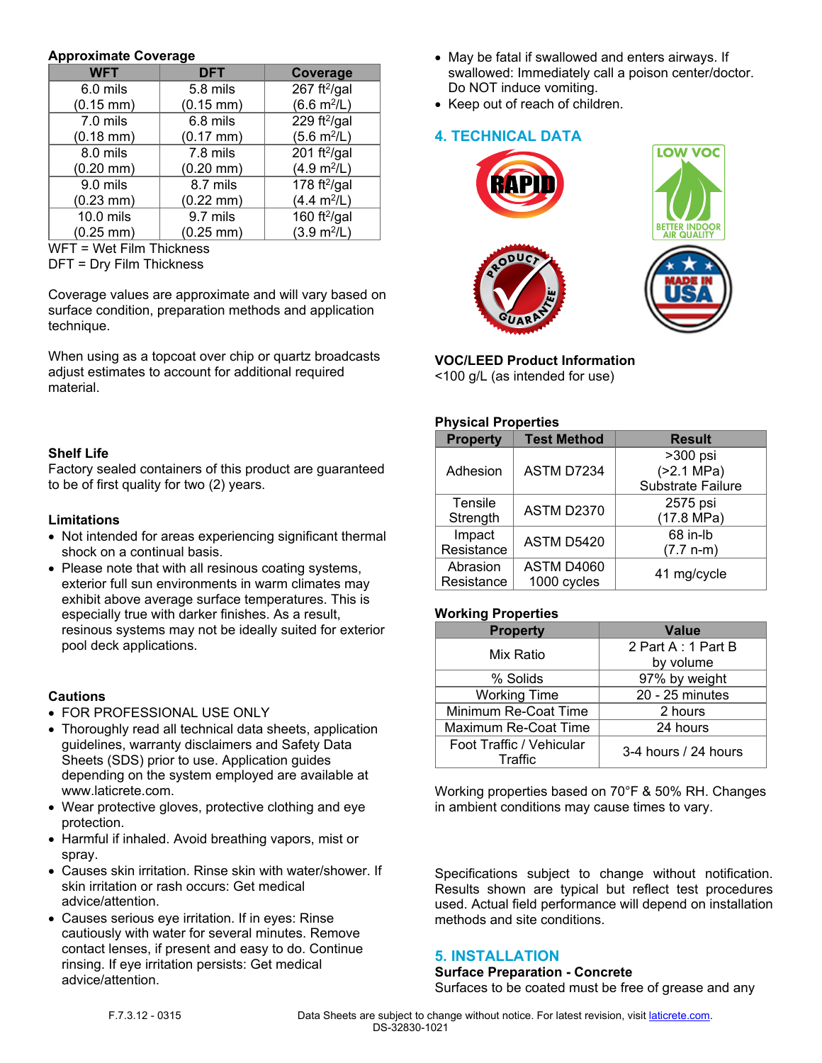**Approximate Coverage**

| WFT | DFT | Coverage |
|---|---|---|
| 6.0 mils (0.15 mm) | 5.8 mils (0.15 mm) | 267 ft$^2$/gal (6.6 m$^2$/L) |
| 7.0 mils (0.18 mm) | 6.8 mils (0.17 mm) | 229 ft$^2$/gal (5.6 m$^2$/L) |
| 8.0 mils (0.20 mm) | 7.8 mils (0.20 mm) | 201 ft$^2$/gal (4.9 m$^2$/L) |
| 9.0 mils (0.23 mm) | 8.7 mils (0.22 mm) | 178 ft$^2$/gal (4.4 m$^2$/L) |
| 10.0 mils (0.25 mm) | 9.7 mils (0.25 mm) | 160 ft$^2$/gal (3.9 m$^2$/L) |

WFT = Wet Film Thickness
DFT = Dry Film Thickness

Coverage values are approximate and will vary based on surface condition, preparation methods and application technique.

When using as a topcoat over chip or quartz broadcasts adjust estimates to account for additional required material.

**Shelf Life**

Factory sealed containers of this product are guaranteed to be of first quality for two (2) years.

**Limitations**

- Not intended for areas experiencing significant thermal shock on a continual basis.
- Please note that with all resinous coating systems, exterior full sun environments in warm climates may exhibit above average surface temperatures. This is especially true with darker finishes. As a result, resinous systems may not be ideally suited for exterior pool deck applications.

**Cautions**

- FOR PROFESSIONAL USE ONLY
- Thoroughly read all technical data sheets, application guidelines, warranty disclaimers and Safety Data Sheets (SDS) prior to use. Application guides depending on the system employed are available at www.laticrete.com.
- Wear protective gloves, protective clothing and eye protection.
- Harmful if inhaled. Avoid breathing vapors, mist or spray.
- Causes skin irritation. Rinse skin with water/shower. If skin irritation or rash occurs: Get medical advice/attention.
- Causes serious eye irritation. If in eyes: Rinse cautiously with water for several minutes. Remove contact lenses, if present and easy to do. Continue rinsing. If eye irritation persists: Get medical advice/attention.
- May be fatal if swallowed and enters airways. If swallowed: Immediately call a poison center/doctor. Do NOT induce vomiting.
- Keep out of reach of children.

## 4. TECHNICAL DATA

**VOC/LEED Product Information**

<100 g/L (as intended for use)

**Physical Properties**

| Property | Test Method | Result |
|---|---|---|
| Adhesion | ASTM D7234 | >300 psi (>2.1 MPa) Substrate Failure |
| Tensile Strength | ASTM D2370 | 2575 psi (17.8 MPa) |
| Impact Resistance | ASTM D5420 | 68 in-lb (7.7 n-m) |
| Abrasion Resistance | ASTM D4060 1000 cycles | 41 mg/cycle |

**Working Properties**

| Property | Value |
|---|---|
| Mix Ratio | 2 Part A : 1 Part B by volume |
| % Solids | 97% by weight |
| Working Time | 20 - 25 minutes |
| Minimum Re-Coat Time | 2 hours |
| Maximum Re-Coat Time | 24 hours |
| Foot Traffic / Vehicular Traffic | 3-4 hours / 24 hours |

Working properties based on 70°F & 50% RH. Changes in ambient conditions may cause times to vary.

Specifications subject to change without notification. Results shown are typical but reflect test procedures used. Actual field performance will depend on installation methods and site conditions.

## 5. INSTALLATION

**Surface Preparation - Concrete**

Surfaces to be coated must be free of grease and any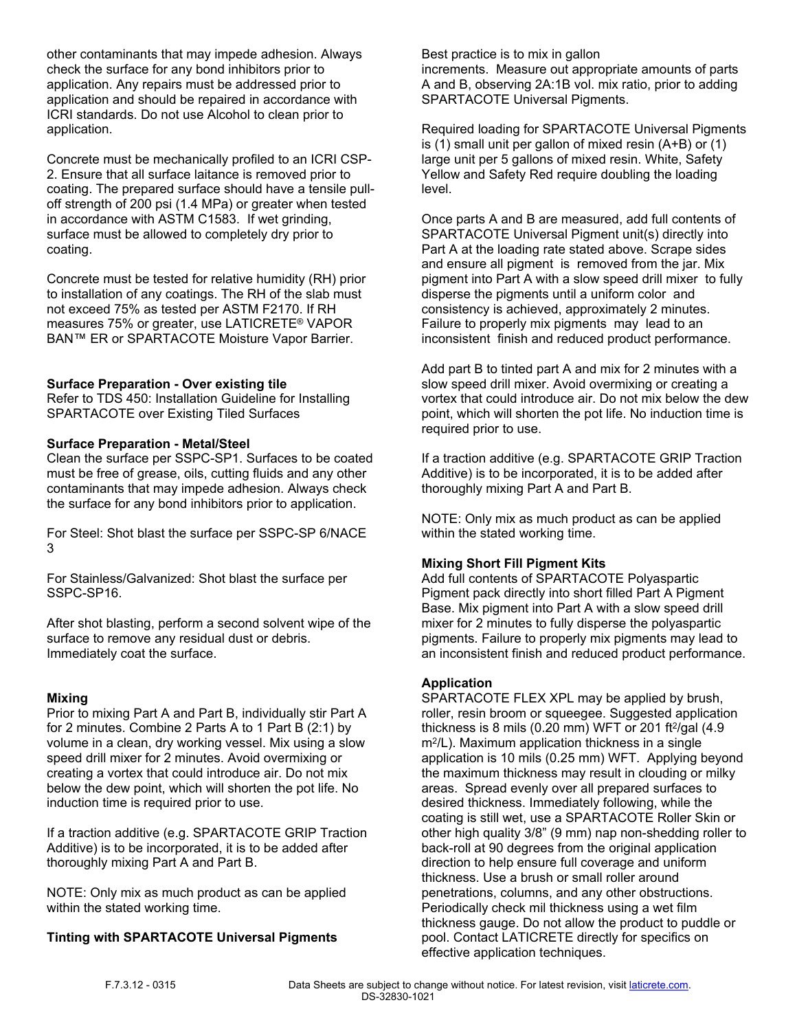other contaminants that may impede adhesion. Always check the surface for any bond inhibitors prior to application. Any repairs must be addressed prior to application and should be repaired in accordance with ICRI standards. Do not use Alcohol to clean prior to application.

Concrete must be mechanically profiled to an ICRI CSP-2. Ensure that all surface laitance is removed prior to coating. The prepared surface should have a tensile pull-off strength of 200 psi (1.4 MPa) or greater when tested in accordance with ASTM C1583. If wet grinding, surface must be allowed to completely dry prior to coating.

Concrete must be tested for relative humidity (RH) prior to installation of any coatings. The RH of the slab must not exceed 75% as tested per ASTM F2170. If RH measures 75% or greater, use LATICRETE® VAPOR BAN™ ER or SPARTACOTE Moisture Vapor Barrier.

**Surface Preparation - Over existing tile**
Refer to TDS 450: Installation Guideline for Installing SPARTACOTE over Existing Tiled Surfaces

**Surface Preparation - Metal/Steel**
Clean the surface per SSPC-SP1. Surfaces to be coated must be free of grease, oils, cutting fluids and any other contaminants that may impede adhesion. Always check the surface for any bond inhibitors prior to application.

For Steel: Shot blast the surface per SSPC-SP 6/NACE 3

For Stainless/Galvanized: Shot blast the surface per SSPC-SP16.

After shot blasting, perform a second solvent wipe of the surface to remove any residual dust or debris. Immediately coat the surface.

**Mixing**
Prior to mixing Part A and Part B, individually stir Part A for 2 minutes. Combine 2 Parts A to 1 Part B (2:1) by volume in a clean, dry working vessel. Mix using a slow speed drill mixer for 2 minutes. Avoid overmixing or creating a vortex that could introduce air. Do not mix below the dew point, which will shorten the pot life. No induction time is required prior to use.

If a traction additive (e.g. SPARTACOTE GRIP Traction Additive) is to be incorporated, it is to be added after thoroughly mixing Part A and Part B.

NOTE: Only mix as much product as can be applied within the stated working time.

**Tinting with SPARTACOTE Universal Pigments**
Best practice is to mix in gallon increments. Measure out appropriate amounts of parts A and B, observing 2A:1B vol. mix ratio, prior to adding SPARTACOTE Universal Pigments.

Required loading for SPARTACOTE Universal Pigments is (1) small unit per gallon of mixed resin (A+B) or (1) large unit per 5 gallons of mixed resin. White, Safety Yellow and Safety Red require doubling the loading level.

Once parts A and B are measured, add full contents of SPARTACOTE Universal Pigment unit(s) directly into Part A at the loading rate stated above. Scrape sides and ensure all pigment is removed from the jar. Mix pigment into Part A with a slow speed drill mixer to fully disperse the pigments until a uniform color and consistency is achieved, approximately 2 minutes. Failure to properly mix pigments may lead to an inconsistent finish and reduced product performance.

Add part B to tinted part A and mix for 2 minutes with a slow speed drill mixer. Avoid overmixing or creating a vortex that could introduce air. Do not mix below the dew point, which will shorten the pot life. No induction time is required prior to use.

If a traction additive (e.g. SPARTACOTE GRIP Traction Additive) is to be incorporated, it is to be added after thoroughly mixing Part A and Part B.

NOTE: Only mix as much product as can be applied within the stated working time.

**Mixing Short Fill Pigment Kits**
Add full contents of SPARTACOTE Polyaspartic Pigment pack directly into short filled Part A Pigment Base. Mix pigment into Part A with a slow speed drill mixer for 2 minutes to fully disperse the polyaspartic pigments. Failure to properly mix pigments may lead to an inconsistent finish and reduced product performance.

**Application**
SPARTACOTE FLEX XPL may be applied by brush, roller, resin broom or squeegee. Suggested application thickness is 8 mils (0.20 mm) WFT or 201 $ft^2$/gal (4.9 $m^2$/L). Maximum application thickness in a single application is 10 mils (0.25 mm) WFT. Applying beyond the maximum thickness may result in clouding or milky areas. Spread evenly over all prepared surfaces to desired thickness. Immediately following, while the coating is still wet, use a SPARTACOTE Roller Skin or other high quality 3/8" (9 mm) nap non-shedding roller to back-roll at 90 degrees from the original application direction to help ensure full coverage and uniform thickness. Use a brush or small roller around penetrations, columns, and any other obstructions. Periodically check mil thickness using a wet film thickness gauge. Do not allow the product to puddle or pool. Contact LATICRETE directly for specifics on effective application techniques.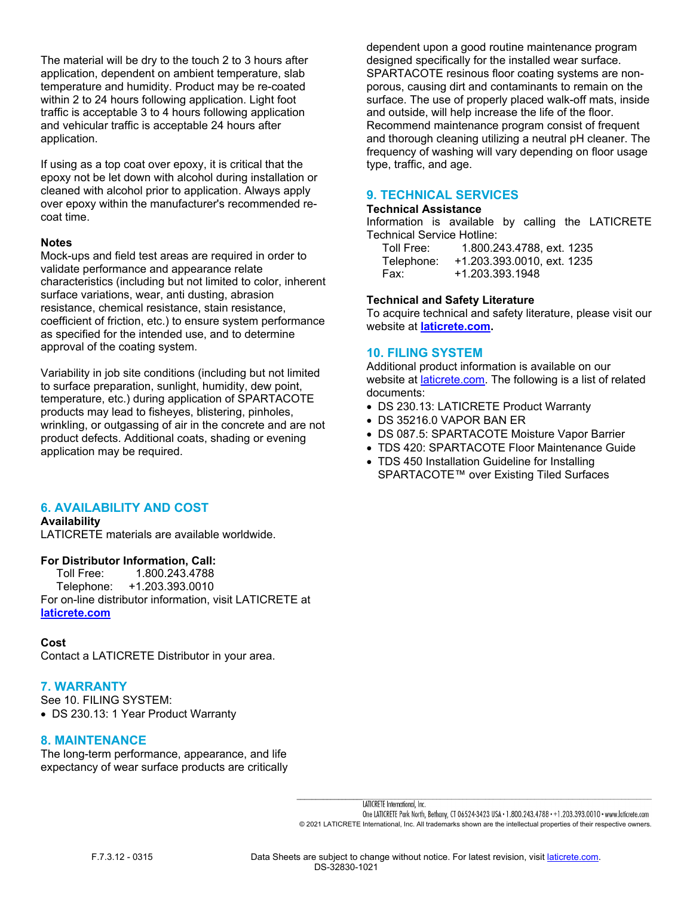The material will be dry to the touch 2 to 3 hours after application, dependent on ambient temperature, slab temperature and humidity. Product may be re-coated within 2 to 24 hours following application. Light foot traffic is acceptable 3 to 4 hours following application and vehicular traffic is acceptable 24 hours after application.

If using as a top coat over epoxy, it is critical that the epoxy not be let down with alcohol during installation or cleaned with alcohol prior to application. Always apply over epoxy within the manufacturer's recommended re-coat time.

**Notes**

Mock-ups and field test areas are required in order to validate performance and appearance relate characteristics (including but not limited to color, inherent surface variations, wear, anti dusting, abrasion resistance, chemical resistance, stain resistance, coefficient of friction, etc.) to ensure system performance as specified for the intended use, and to determine approval of the coating system.

Variability in job site conditions (including but not limited to surface preparation, sunlight, humidity, dew point, temperature, etc.) during application of SPARTACOTE products may lead to fisheyes, blistering, pinholes, wrinkling, or outgassing of air in the concrete and are not product defects. Additional coats, shading or evening application may be required.

## 6. AVAILABILITY AND COST

**Availability**

LATICRETE materials are available worldwide.

**For Distributor Information, Call:**

Toll Free: 1.800.243.4788
Telephone: +1.203.393.0010

For on-line distributor information, visit LATICRETE at **laticrete.com**

**Cost**

Contact a LATICRETE Distributor in your area.

## 7. WARRANTY

See 10. FILING SYSTEM:

- DS 230.13: 1 Year Product Warranty

## 8. MAINTENANCE

The long-term performance, appearance, and life expectancy of wear surface products are critically dependent upon a good routine maintenance program designed specifically for the installed wear surface. SPARTACOTE resinous floor coating systems are non-porous, causing dirt and contaminants to remain on the surface. The use of properly placed walk-off mats, inside and outside, will help increase the life of the floor. Recommend maintenance program consist of frequent and thorough cleaning utilizing a neutral pH cleaner. The frequency of washing will vary depending on floor usage type, traffic, and age.

## 9. TECHNICAL SERVICES

**Technical Assistance**

Information is available by calling the LATICRETE Technical Service Hotline:

Toll Free: 1.800.243.4788, ext. 1235
Telephone: +1.203.393.0010, ext. 1235
Fax: +1.203.393.1948

**Technical and Safety Literature**

To acquire technical and safety literature, please visit our website at **laticrete.com.**

## 10. FILING SYSTEM

Additional product information is available on our website at laticrete.com. The following is a list of related documents:

- DS 230.13: LATICRETE Product Warranty
- DS 35216.0 VAPOR BAN ER
- DS 087.5: SPARTACOTE Moisture Vapor Barrier
- TDS 420: SPARTACOTE Floor Maintenance Guide
- TDS 450 Installation Guideline for Installing SPARTACOTE™ over Existing Tiled Surfaces

LATICRETE International, Inc.
One LATICRETE Park North, Bethany, CT 06524-3423 USA • 1.800.243.4788 • +1.203.393.0010 • www.laticrete.com
© 2021 LATICRETE International, Inc. All trademarks shown are the intellectual properties of their respective owners.

F.7.3.12 - 0315

Data Sheets are subject to change without notice. For latest revision, visit laticrete.com.
DS-32830-1021